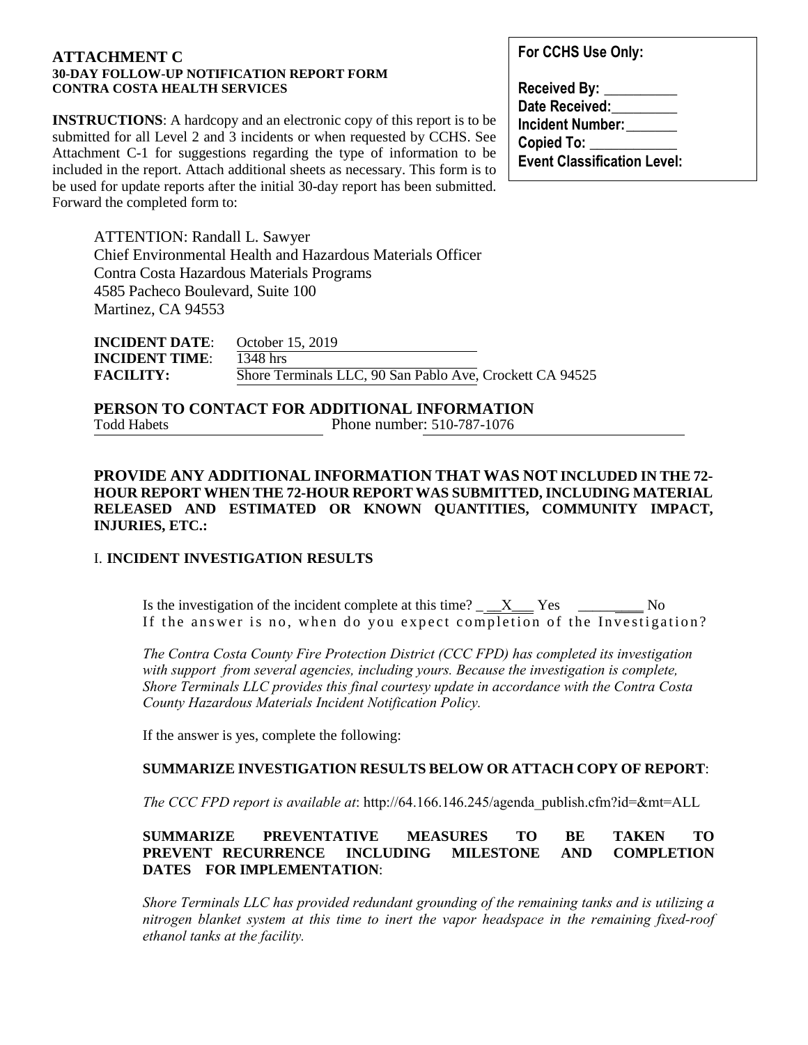## ATTACHMENT C

**30-DAY FOLLOW-UP NOTIFICATION REPORT FORM**
**CONTRA COSTA HEALTH SERVICES**

**For CCHS Use Only:**

**Received By:** __________
**Date Received:** _________
**Incident Number:** _______
**Copied To:** ____________
**Event Classification Level:**

**INSTRUCTIONS**: A hardcopy and an electronic copy of this report is to be submitted for all Level 2 and 3 incidents or when requested by CCHS. See Attachment C-1 for suggestions regarding the type of information to be included in the report. Attach additional sheets as necessary. This form is to be used for update reports after the initial 30-day report has been submitted. Forward the completed form to:

ATTENTION: Randall L. Sawyer
Chief Environmental Health and Hazardous Materials Officer
Contra Costa Hazardous Materials Programs
4585 Pacheco Boulevard, Suite 100
Martinez, CA 94553

**INCIDENT DATE**: October 15, 2019
**INCIDENT TIME**: 1348 hrs
**FACILITY:** Shore Terminals LLC, 90 San Pablo Ave, Crockett CA 94525

**PERSON TO CONTACT FOR ADDITIONAL INFORMATION**
Todd Habets Phone number: 510-787-1076

**PROVIDE ANY ADDITIONAL INFORMATION THAT WAS NOT INCLUDED IN THE 72-HOUR REPORT WHEN THE 72-HOUR REPORT WAS SUBMITTED, INCLUDING MATERIAL RELEASED AND ESTIMATED OR KNOWN QUANTITIES, COMMUNITY IMPACT, INJURIES, ETC.:**

I. **INCIDENT INVESTIGATION RESULTS**

Is the investigation of the incident complete at this time? \_\_\_X\_\_\_ Yes \_\_\_\_\_\_\_\_ No
If the answer is no, when do you expect completion of the Investigation?

*The Contra Costa County Fire Protection District (CCC FPD) has completed its investigation with support from several agencies, including yours. Because the investigation is complete, Shore Terminals LLC provides this final courtesy update in accordance with the Contra Costa County Hazardous Materials Incident Notification Policy.*

If the answer is yes, complete the following:

**SUMMARIZE INVESTIGATION RESULTS BELOW OR ATTACH COPY OF REPORT**:

*The CCC FPD report is available at*: http://64.166.146.245/agenda_publish.cfm?id=&mt=ALL

**SUMMARIZE PREVENTATIVE MEASURES TO BE TAKEN TO PREVENT RECURRENCE INCLUDING MILESTONE AND COMPLETION DATES FOR IMPLEMENTATION**:

*Shore Terminals LLC has provided redundant grounding of the remaining tanks and is utilizing a nitrogen blanket system at this time to inert the vapor headspace in the remaining fixed-roof ethanol tanks at the facility.*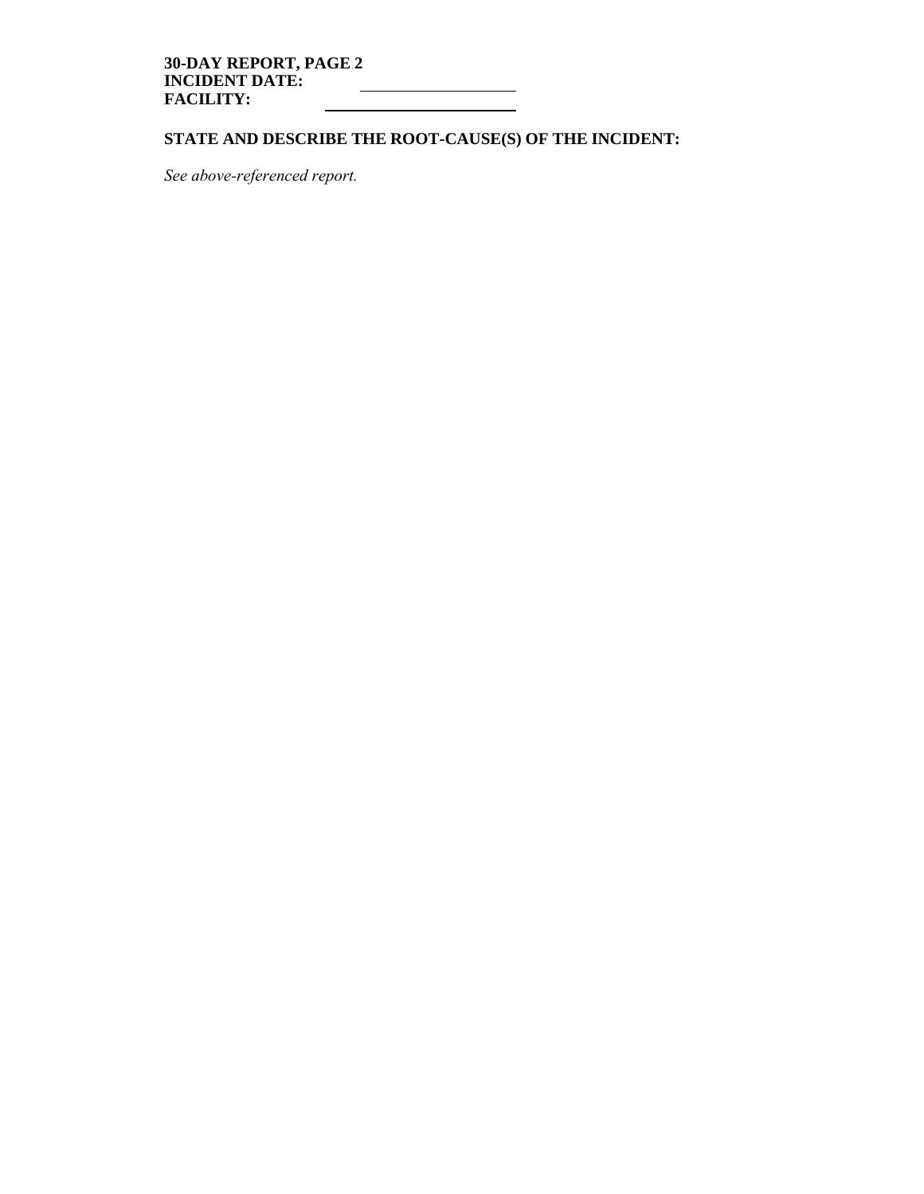**30-DAY REPORT, PAGE 2**
**INCIDENT DATE:** \_\_\_\_\_\_\_\_\_\_\_\_\_\_\_\_\_\_\_\_
**FACILITY:** \_\_\_\_\_\_\_\_\_\_\_\_\_\_\_\_\_\_\_\_\_\_\_\_

## STATE AND DESCRIBE THE ROOT-CAUSE(S) OF THE INCIDENT:

*See above-referenced report.*